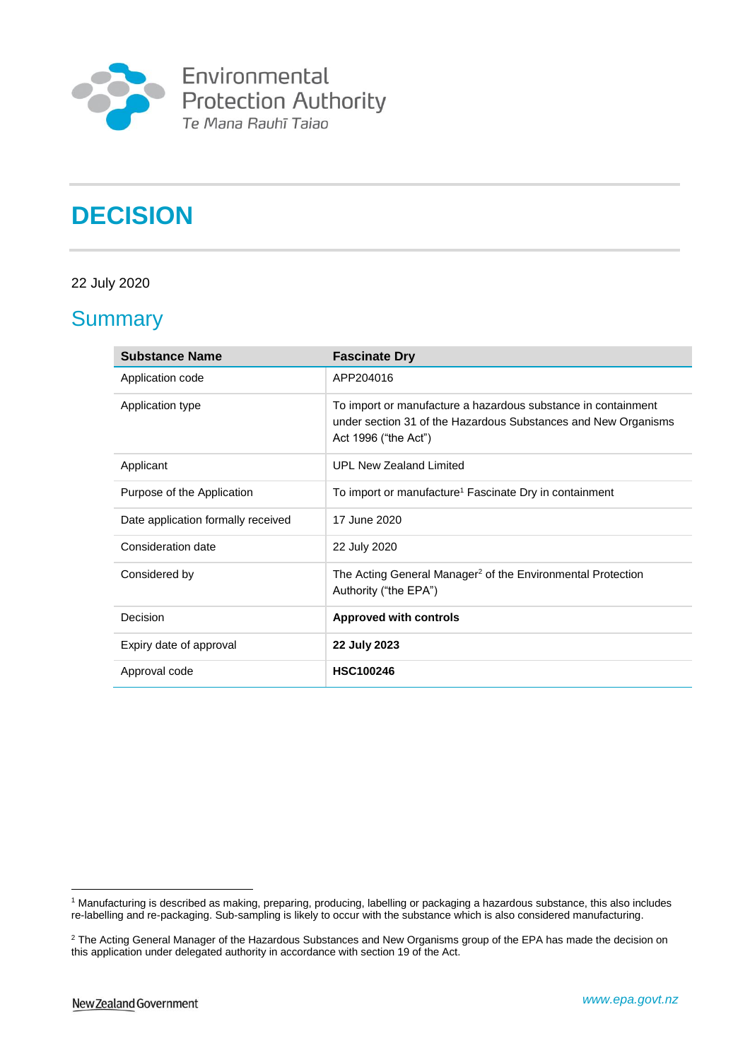Environmental Protection Authority
Te Mana Rauhī Taiao

# DECISION

22 July 2020

## Summary

| Substance Name | Fascinate Dry |
|---|---|
| Application code | APP204016 |
| Application type | To import or manufacture a hazardous substance in containment under section 31 of the Hazardous Substances and New Organisms Act 1996 ("the Act") |
| Applicant | UPL New Zealand Limited |
| Purpose of the Application | To import or manufacture[1] Fascinate Dry in containment |
| Date application formally received | 17 June 2020 |
| Consideration date | 22 July 2020 |
| Considered by | The Acting General Manager[2] of the Environmental Protection Authority ("the EPA") |
| Decision | **Approved with controls** |
| Expiry date of approval | **22 July 2023** |
| Approval code | **HSC100246** |

[1] Manufacturing is described as making, preparing, producing, labelling or packaging a hazardous substance, this also includes re-labelling and re-packaging. Sub-sampling is likely to occur with the substance which is also considered manufacturing.

[2] The Acting General Manager of the Hazardous Substances and New Organisms group of the EPA has made the decision on this application under delegated authority in accordance with section 19 of the Act.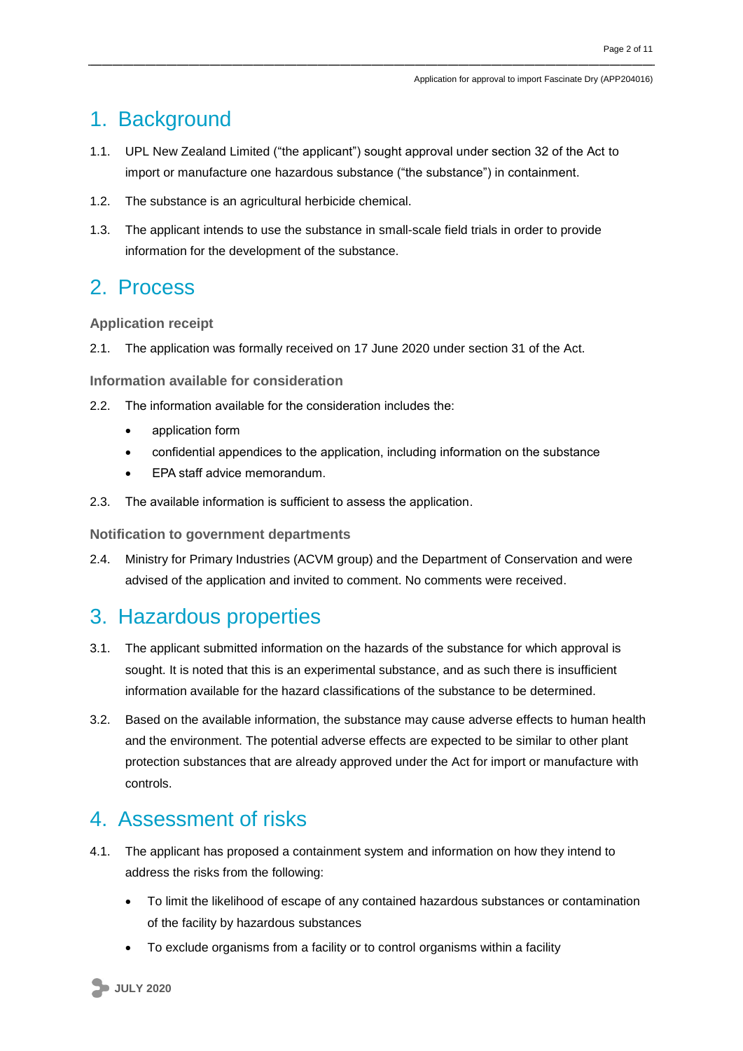# 1. Background

1.1. UPL New Zealand Limited ("the applicant") sought approval under section 32 of the Act to import or manufacture one hazardous substance ("the substance") in containment.

1.2. The substance is an agricultural herbicide chemical.

1.3. The applicant intends to use the substance in small-scale field trials in order to provide information for the development of the substance.

# 2. Process

### Application receipt

2.1. The application was formally received on 17 June 2020 under section 31 of the Act.

### Information available for consideration

2.2. The information available for the consideration includes the:

- application form
- confidential appendices to the application, including information on the substance
- EPA staff advice memorandum.

2.3. The available information is sufficient to assess the application.

### Notification to government departments

2.4. Ministry for Primary Industries (ACVM group) and the Department of Conservation and were advised of the application and invited to comment. No comments were received.

# 3. Hazardous properties

3.1. The applicant submitted information on the hazards of the substance for which approval is sought. It is noted that this is an experimental substance, and as such there is insufficient information available for the hazard classifications of the substance to be determined.

3.2. Based on the available information, the substance may cause adverse effects to human health and the environment. The potential adverse effects are expected to be similar to other plant protection substances that are already approved under the Act for import or manufacture with controls.

# 4. Assessment of risks

4.1. The applicant has proposed a containment system and information on how they intend to address the risks from the following:

- To limit the likelihood of escape of any contained hazardous substances or contamination of the facility by hazardous substances
- To exclude organisms from a facility or to control organisms within a facility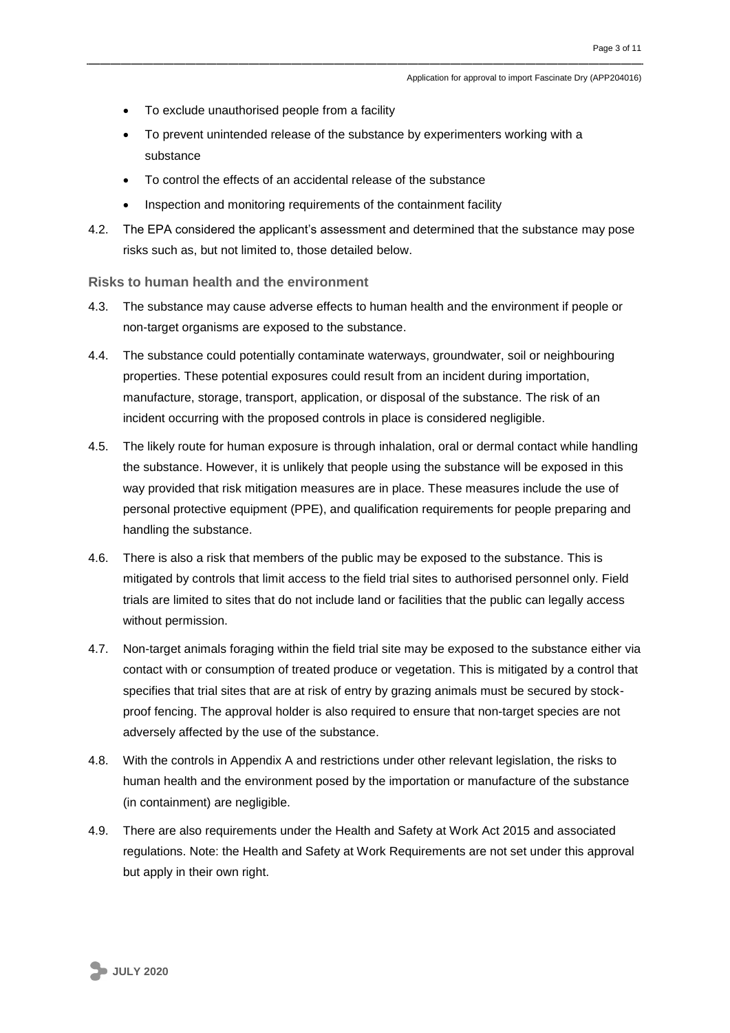- To exclude unauthorised people from a facility
- To prevent unintended release of the substance by experimenters working with a substance
- To control the effects of an accidental release of the substance
- Inspection and monitoring requirements of the containment facility

4.2. The EPA considered the applicant's assessment and determined that the substance may pose risks such as, but not limited to, those detailed below.

### Risks to human health and the environment

4.3. The substance may cause adverse effects to human health and the environment if people or non-target organisms are exposed to the substance.

4.4. The substance could potentially contaminate waterways, groundwater, soil or neighbouring properties. These potential exposures could result from an incident during importation, manufacture, storage, transport, application, or disposal of the substance. The risk of an incident occurring with the proposed controls in place is considered negligible.

4.5. The likely route for human exposure is through inhalation, oral or dermal contact while handling the substance. However, it is unlikely that people using the substance will be exposed in this way provided that risk mitigation measures are in place. These measures include the use of personal protective equipment (PPE), and qualification requirements for people preparing and handling the substance.

4.6. There is also a risk that members of the public may be exposed to the substance. This is mitigated by controls that limit access to the field trial sites to authorised personnel only. Field trials are limited to sites that do not include land or facilities that the public can legally access without permission.

4.7. Non-target animals foraging within the field trial site may be exposed to the substance either via contact with or consumption of treated produce or vegetation. This is mitigated by a control that specifies that trial sites that are at risk of entry by grazing animals must be secured by stock-proof fencing. The approval holder is also required to ensure that non-target species are not adversely affected by the use of the substance.

4.8. With the controls in Appendix A and restrictions under other relevant legislation, the risks to human health and the environment posed by the importation or manufacture of the substance (in containment) are negligible.

4.9. There are also requirements under the Health and Safety at Work Act 2015 and associated regulations. Note: the Health and Safety at Work Requirements are not set under this approval but apply in their own right.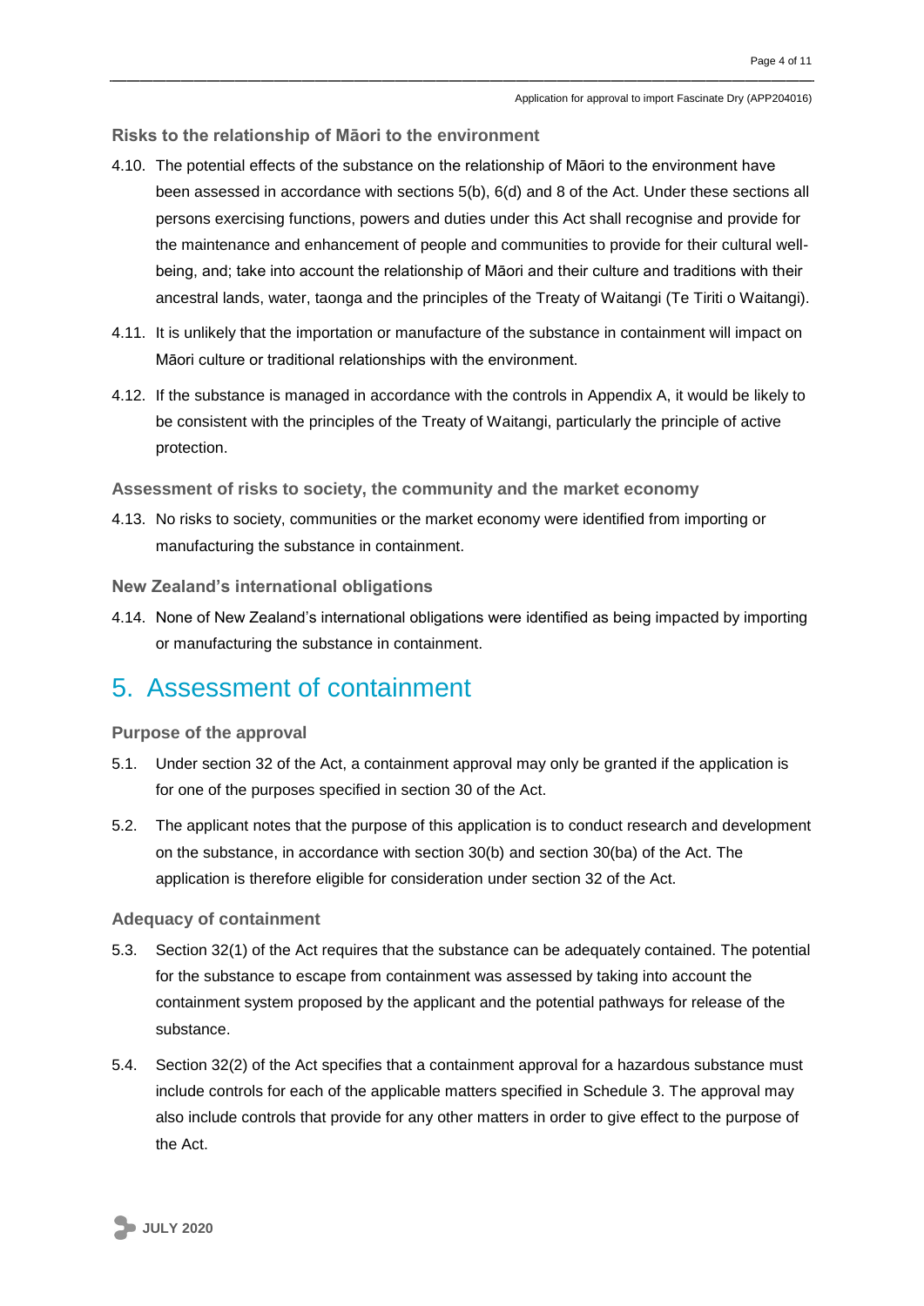### Risks to the relationship of Māori to the environment

4.10. The potential effects of the substance on the relationship of Māori to the environment have been assessed in accordance with sections 5(b), 6(d) and 8 of the Act. Under these sections all persons exercising functions, powers and duties under this Act shall recognise and provide for the maintenance and enhancement of people and communities to provide for their cultural well-being, and; take into account the relationship of Māori and their culture and traditions with their ancestral lands, water, taonga and the principles of the Treaty of Waitangi (Te Tiriti o Waitangi).

4.11. It is unlikely that the importation or manufacture of the substance in containment will impact on Māori culture or traditional relationships with the environment.

4.12. If the substance is managed in accordance with the controls in Appendix A, it would be likely to be consistent with the principles of the Treaty of Waitangi, particularly the principle of active protection.

### Assessment of risks to society, the community and the market economy

4.13. No risks to society, communities or the market economy were identified from importing or manufacturing the substance in containment.

### New Zealand's international obligations

4.14. None of New Zealand's international obligations were identified as being impacted by importing or manufacturing the substance in containment.

## 5. Assessment of containment

### Purpose of the approval

5.1. Under section 32 of the Act, a containment approval may only be granted if the application is for one of the purposes specified in section 30 of the Act.

5.2. The applicant notes that the purpose of this application is to conduct research and development on the substance, in accordance with section 30(b) and section 30(ba) of the Act. The application is therefore eligible for consideration under section 32 of the Act.

### Adequacy of containment

5.3. Section 32(1) of the Act requires that the substance can be adequately contained. The potential for the substance to escape from containment was assessed by taking into account the containment system proposed by the applicant and the potential pathways for release of the substance.

5.4. Section 32(2) of the Act specifies that a containment approval for a hazardous substance must include controls for each of the applicable matters specified in Schedule 3. The approval may also include controls that provide for any other matters in order to give effect to the purpose of the Act.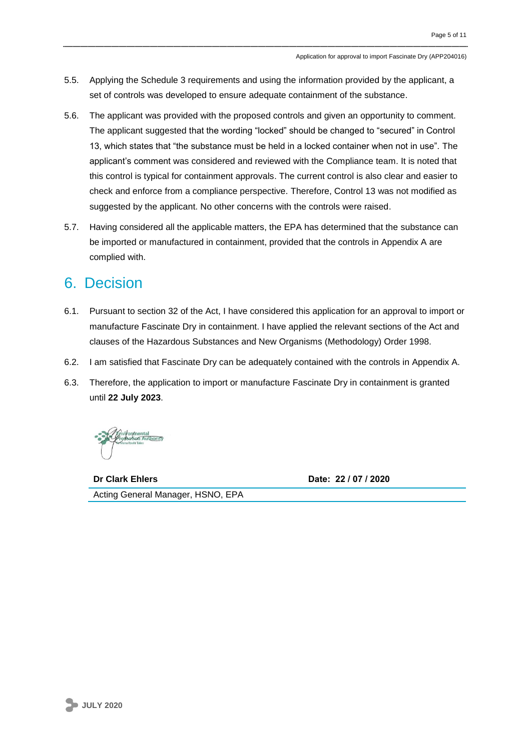5.5. Applying the Schedule 3 requirements and using the information provided by the applicant, a set of controls was developed to ensure adequate containment of the substance.

5.6. The applicant was provided with the proposed controls and given an opportunity to comment. The applicant suggested that the wording "locked" should be changed to "secured" in Control 13, which states that "the substance must be held in a locked container when not in use". The applicant's comment was considered and reviewed with the Compliance team. It is noted that this control is typical for containment approvals. The current control is also clear and easier to check and enforce from a compliance perspective. Therefore, Control 13 was not modified as suggested by the applicant. No other concerns with the controls were raised.

5.7. Having considered all the applicable matters, the EPA has determined that the substance can be imported or manufactured in containment, provided that the controls in Appendix A are complied with.

# 6. Decision

6.1. Pursuant to section 32 of the Act, I have considered this application for an approval to import or manufacture Fascinate Dry in containment. I have applied the relevant sections of the Act and clauses of the Hazardous Substances and New Organisms (Methodology) Order 1998.

6.2. I am satisfied that Fascinate Dry can be adequately contained with the controls in Appendix A.

6.3. Therefore, the application to import or manufacture Fascinate Dry in containment is granted until **22 July 2023**.

| | |
|---|---|
| **Dr Clark Ehlers** | **Date: 22 / 07 / 2020** |
| Acting General Manager, HSNO, EPA | |

**JULY 2020**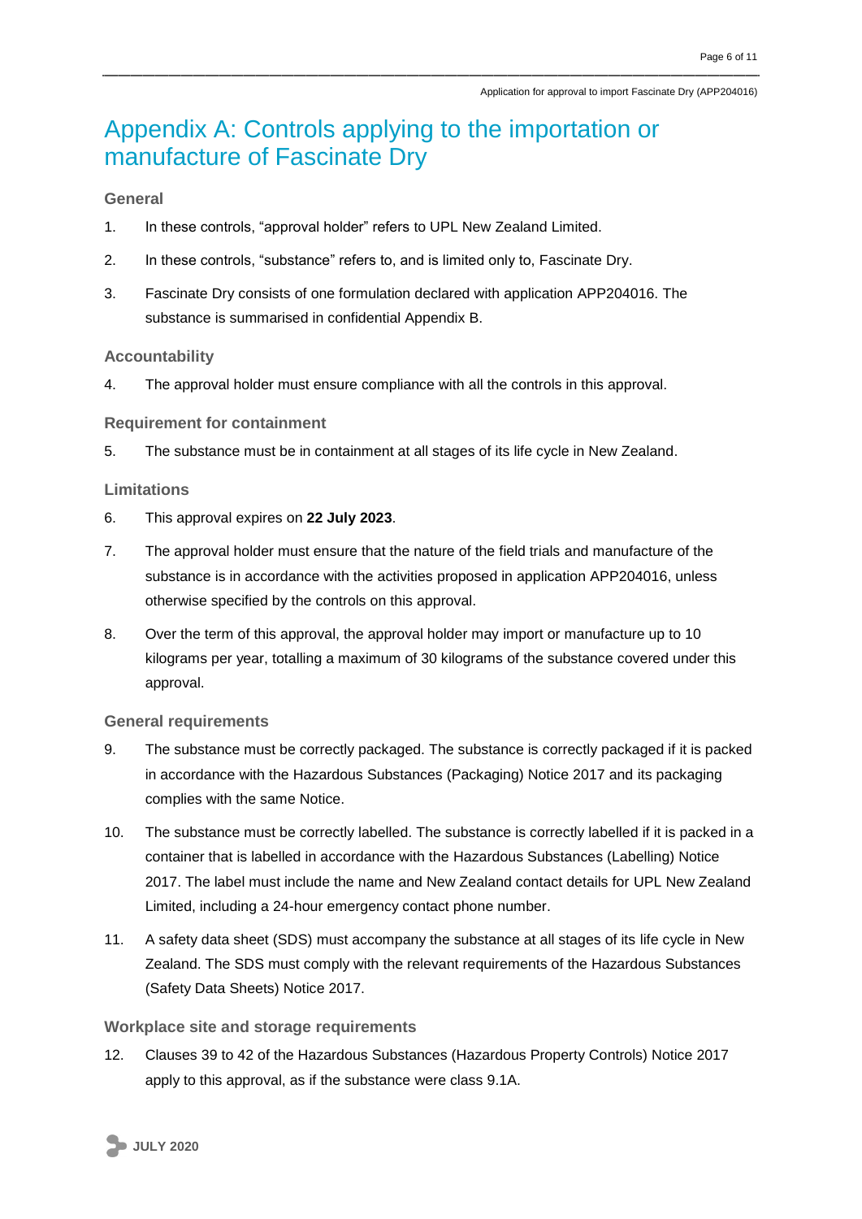# Appendix A: Controls applying to the importation or manufacture of Fascinate Dry

### General

1. In these controls, “approval holder” refers to UPL New Zealand Limited.
2. In these controls, “substance” refers to, and is limited only to, Fascinate Dry.
3. Fascinate Dry consists of one formulation declared with application APP204016. The substance is summarised in confidential Appendix B.

### Accountability

4. The approval holder must ensure compliance with all the controls in this approval.

### Requirement for containment

5. The substance must be in containment at all stages of its life cycle in New Zealand.

### Limitations

6. This approval expires on **22 July 2023**.
7. The approval holder must ensure that the nature of the field trials and manufacture of the substance is in accordance with the activities proposed in application APP204016, unless otherwise specified by the controls on this approval.
8. Over the term of this approval, the approval holder may import or manufacture up to 10 kilograms per year, totalling a maximum of 30 kilograms of the substance covered under this approval.

### General requirements

9. The substance must be correctly packaged. The substance is correctly packaged if it is packed in accordance with the Hazardous Substances (Packaging) Notice 2017 and its packaging complies with the same Notice.
10. The substance must be correctly labelled. The substance is correctly labelled if it is packed in a container that is labelled in accordance with the Hazardous Substances (Labelling) Notice 2017. The label must include the name and New Zealand contact details for UPL New Zealand Limited, including a 24-hour emergency contact phone number.
11. A safety data sheet (SDS) must accompany the substance at all stages of its life cycle in New Zealand. The SDS must comply with the relevant requirements of the Hazardous Substances (Safety Data Sheets) Notice 2017.

### Workplace site and storage requirements

12. Clauses 39 to 42 of the Hazardous Substances (Hazardous Property Controls) Notice 2017 apply to this approval, as if the substance were class 9.1A.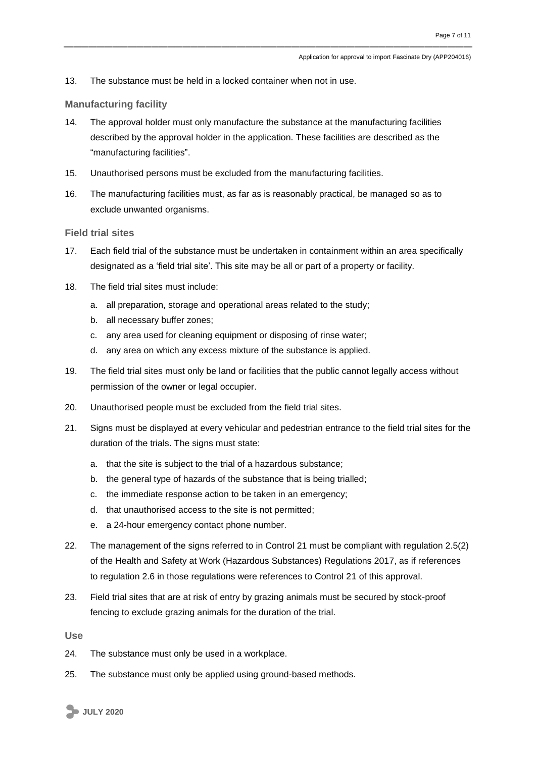13. The substance must be held in a locked container when not in use.

### Manufacturing facility

14. The approval holder must only manufacture the substance at the manufacturing facilities described by the approval holder in the application. These facilities are described as the "manufacturing facilities".

15. Unauthorised persons must be excluded from the manufacturing facilities.

16. The manufacturing facilities must, as far as is reasonably practical, be managed so as to exclude unwanted organisms.

### Field trial sites

17. Each field trial of the substance must be undertaken in containment within an area specifically designated as a 'field trial site'. This site may be all or part of a property or facility.

18. The field trial sites must include:
    a. all preparation, storage and operational areas related to the study;
    b. all necessary buffer zones;
    c. any area used for cleaning equipment or disposing of rinse water;
    d. any area on which any excess mixture of the substance is applied.

19. The field trial sites must only be land or facilities that the public cannot legally access without permission of the owner or legal occupier.

20. Unauthorised people must be excluded from the field trial sites.

21. Signs must be displayed at every vehicular and pedestrian entrance to the field trial sites for the duration of the trials. The signs must state:
    a. that the site is subject to the trial of a hazardous substance;
    b. the general type of hazards of the substance that is being trialled;
    c. the immediate response action to be taken in an emergency;
    d. that unauthorised access to the site is not permitted;
    e. a 24-hour emergency contact phone number.

22. The management of the signs referred to in Control 21 must be compliant with regulation 2.5(2) of the Health and Safety at Work (Hazardous Substances) Regulations 2017, as if references to regulation 2.6 in those regulations were references to Control 21 of this approval.

23. Field trial sites that are at risk of entry by grazing animals must be secured by stock-proof fencing to exclude grazing animals for the duration of the trial.

### Use

24. The substance must only be used in a workplace.

25. The substance must only be applied using ground-based methods.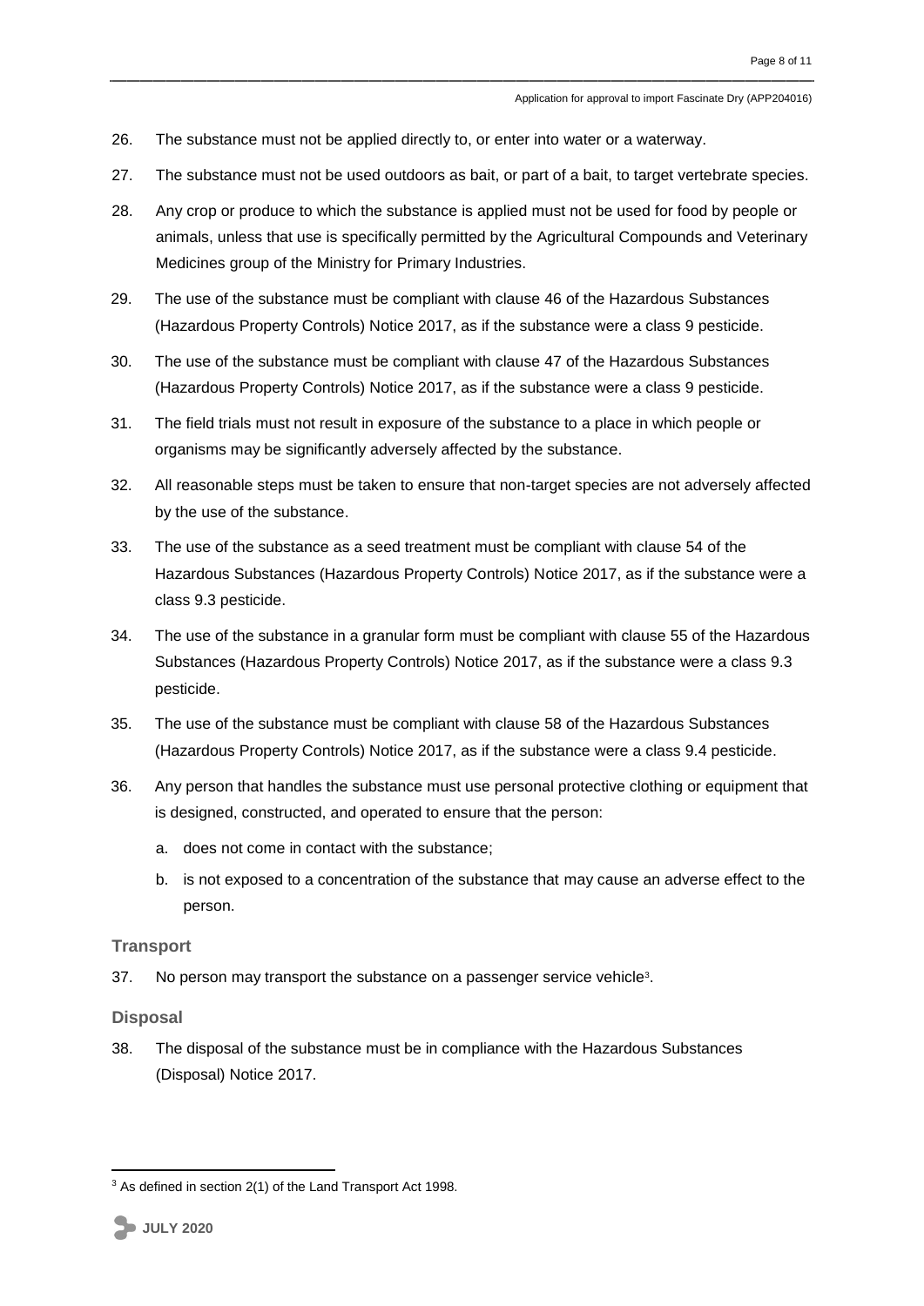26. The substance must not be applied directly to, or enter into water or a waterway.

27. The substance must not be used outdoors as bait, or part of a bait, to target vertebrate species.

28. Any crop or produce to which the substance is applied must not be used for food by people or animals, unless that use is specifically permitted by the Agricultural Compounds and Veterinary Medicines group of the Ministry for Primary Industries.

29. The use of the substance must be compliant with clause 46 of the Hazardous Substances (Hazardous Property Controls) Notice 2017, as if the substance were a class 9 pesticide.

30. The use of the substance must be compliant with clause 47 of the Hazardous Substances (Hazardous Property Controls) Notice 2017, as if the substance were a class 9 pesticide.

31. The field trials must not result in exposure of the substance to a place in which people or organisms may be significantly adversely affected by the substance.

32. All reasonable steps must be taken to ensure that non-target species are not adversely affected by the use of the substance.

33. The use of the substance as a seed treatment must be compliant with clause 54 of the Hazardous Substances (Hazardous Property Controls) Notice 2017, as if the substance were a class 9.3 pesticide.

34. The use of the substance in a granular form must be compliant with clause 55 of the Hazardous Substances (Hazardous Property Controls) Notice 2017, as if the substance were a class 9.3 pesticide.

35. The use of the substance must be compliant with clause 58 of the Hazardous Substances (Hazardous Property Controls) Notice 2017, as if the substance were a class 9.4 pesticide.

36. Any person that handles the substance must use personal protective clothing or equipment that is designed, constructed, and operated to ensure that the person:

    a. does not come in contact with the substance;

    b. is not exposed to a concentration of the substance that may cause an adverse effect to the person.

### Transport

37. No person may transport the substance on a passenger service vehicle[3].

### Disposal

38. The disposal of the substance must be in compliance with the Hazardous Substances (Disposal) Notice 2017.

[3] As defined in section 2(1) of the Land Transport Act 1998.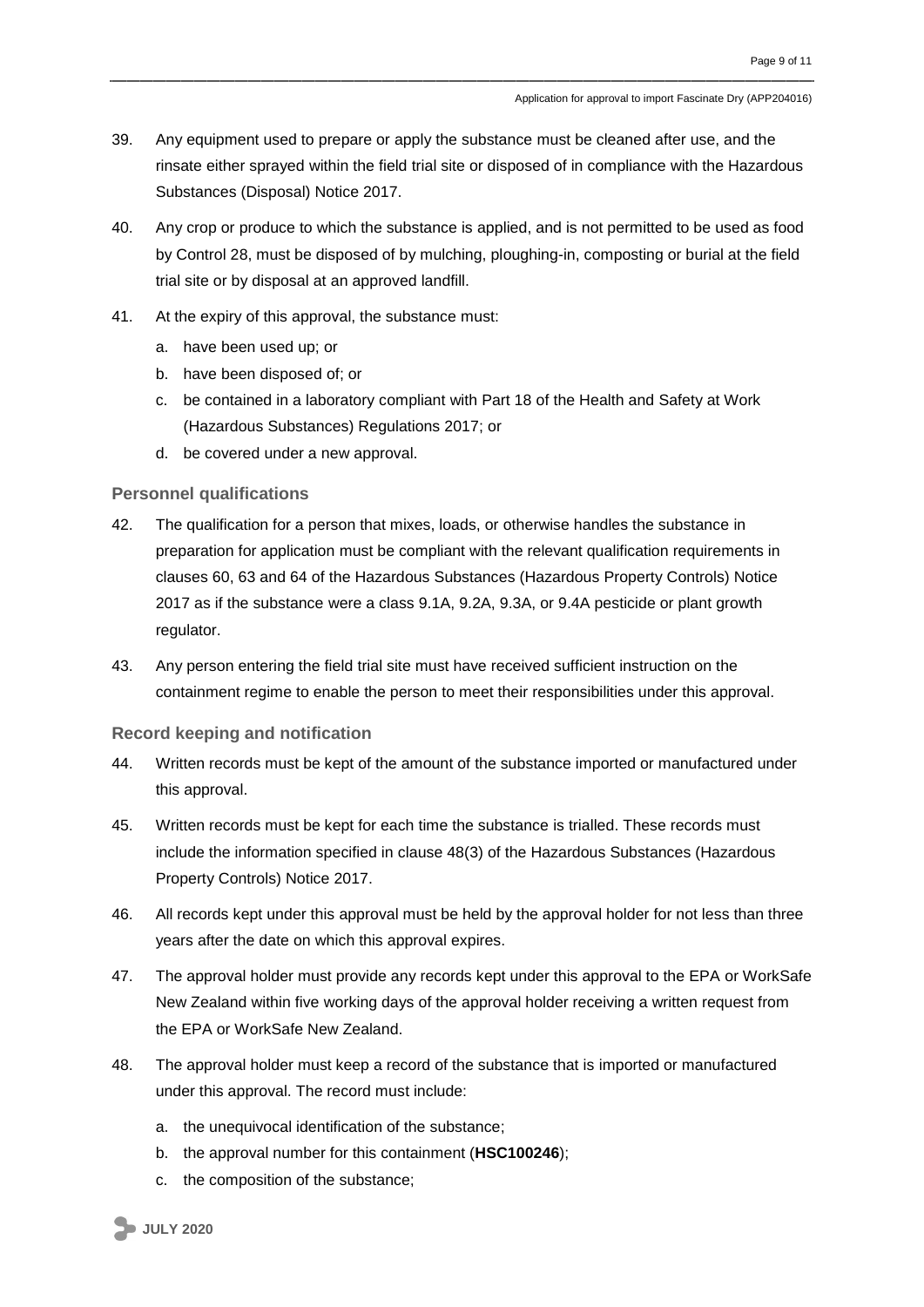39. Any equipment used to prepare or apply the substance must be cleaned after use, and the rinsate either sprayed within the field trial site or disposed of in compliance with the Hazardous Substances (Disposal) Notice 2017.

40. Any crop or produce to which the substance is applied, and is not permitted to be used as food by Control 28, must be disposed of by mulching, ploughing-in, composting or burial at the field trial site or by disposal at an approved landfill.

41. At the expiry of this approval, the substance must:
    a. have been used up; or
    b. have been disposed of; or
    c. be contained in a laboratory compliant with Part 18 of the Health and Safety at Work (Hazardous Substances) Regulations 2017; or
    d. be covered under a new approval.

### Personnel qualifications

42. The qualification for a person that mixes, loads, or otherwise handles the substance in preparation for application must be compliant with the relevant qualification requirements in clauses 60, 63 and 64 of the Hazardous Substances (Hazardous Property Controls) Notice 2017 as if the substance were a class 9.1A, 9.2A, 9.3A, or 9.4A pesticide or plant growth regulator.

43. Any person entering the field trial site must have received sufficient instruction on the containment regime to enable the person to meet their responsibilities under this approval.

### Record keeping and notification

44. Written records must be kept of the amount of the substance imported or manufactured under this approval.

45. Written records must be kept for each time the substance is trialled. These records must include the information specified in clause 48(3) of the Hazardous Substances (Hazardous Property Controls) Notice 2017.

46. All records kept under this approval must be held by the approval holder for not less than three years after the date on which this approval expires.

47. The approval holder must provide any records kept under this approval to the EPA or WorkSafe New Zealand within five working days of the approval holder receiving a written request from the EPA or WorkSafe New Zealand.

48. The approval holder must keep a record of the substance that is imported or manufactured under this approval. The record must include:
    a. the unequivocal identification of the substance;
    b. the approval number for this containment (**HSC100246**);
    c. the composition of the substance;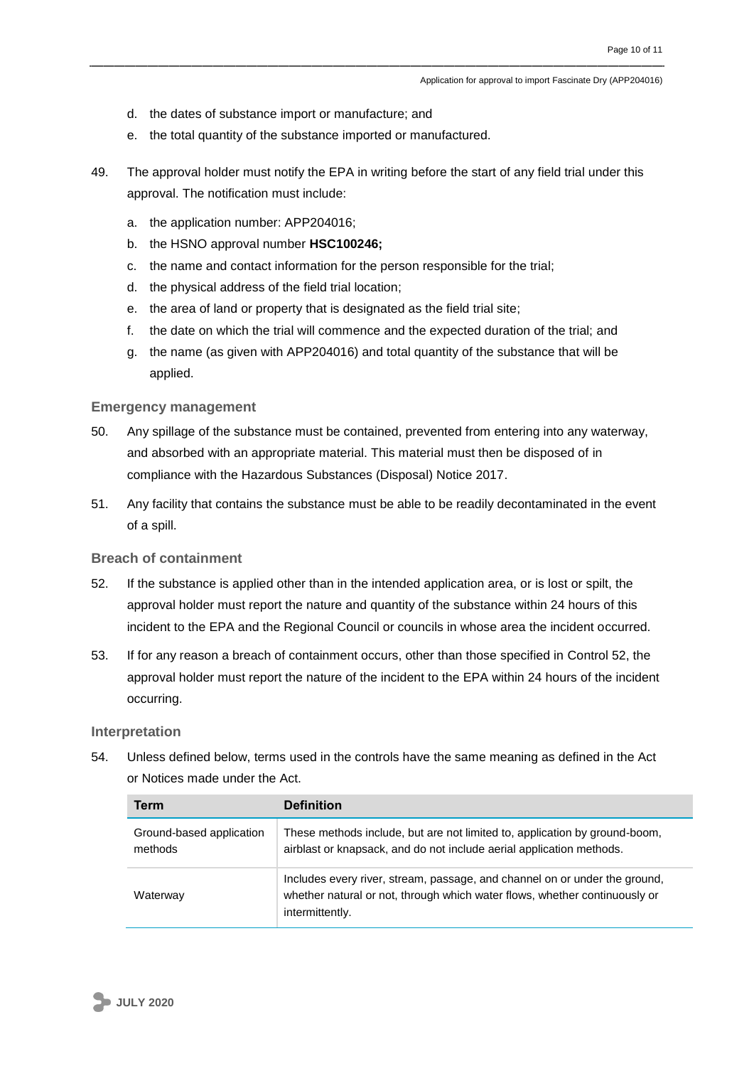d. the dates of substance import or manufacture; and
e. the total quantity of the substance imported or manufactured.

49. The approval holder must notify the EPA in writing before the start of any field trial under this approval. The notification must include:
    a. the application number: APP204016;
    b. the HSNO approval number **HSC100246;**
    c. the name and contact information for the person responsible for the trial;
    d. the physical address of the field trial location;
    e. the area of land or property that is designated as the field trial site;
    f. the date on which the trial will commence and the expected duration of the trial; and
    g. the name (as given with APP204016) and total quantity of the substance that will be applied.

### Emergency management

50. Any spillage of the substance must be contained, prevented from entering into any waterway, and absorbed with an appropriate material. This material must then be disposed of in compliance with the Hazardous Substances (Disposal) Notice 2017.

51. Any facility that contains the substance must be able to be readily decontaminated in the event of a spill.

### Breach of containment

52. If the substance is applied other than in the intended application area, or is lost or spilt, the approval holder must report the nature and quantity of the substance within 24 hours of this incident to the EPA and the Regional Council or councils in whose area the incident occurred.

53. If for any reason a breach of containment occurs, other than those specified in Control 52, the approval holder must report the nature of the incident to the EPA within 24 hours of the incident occurring.

### Interpretation

54. Unless defined below, terms used in the controls have the same meaning as defined in the Act or Notices made under the Act.

| Term | Definition |
|---|---|
| Ground-based application methods | These methods include, but are not limited to, application by ground-boom, airblast or knapsack, and do not include aerial application methods. |
| Waterway | Includes every river, stream, passage, and channel on or under the ground, whether natural or not, through which water flows, whether continuously or intermittently. |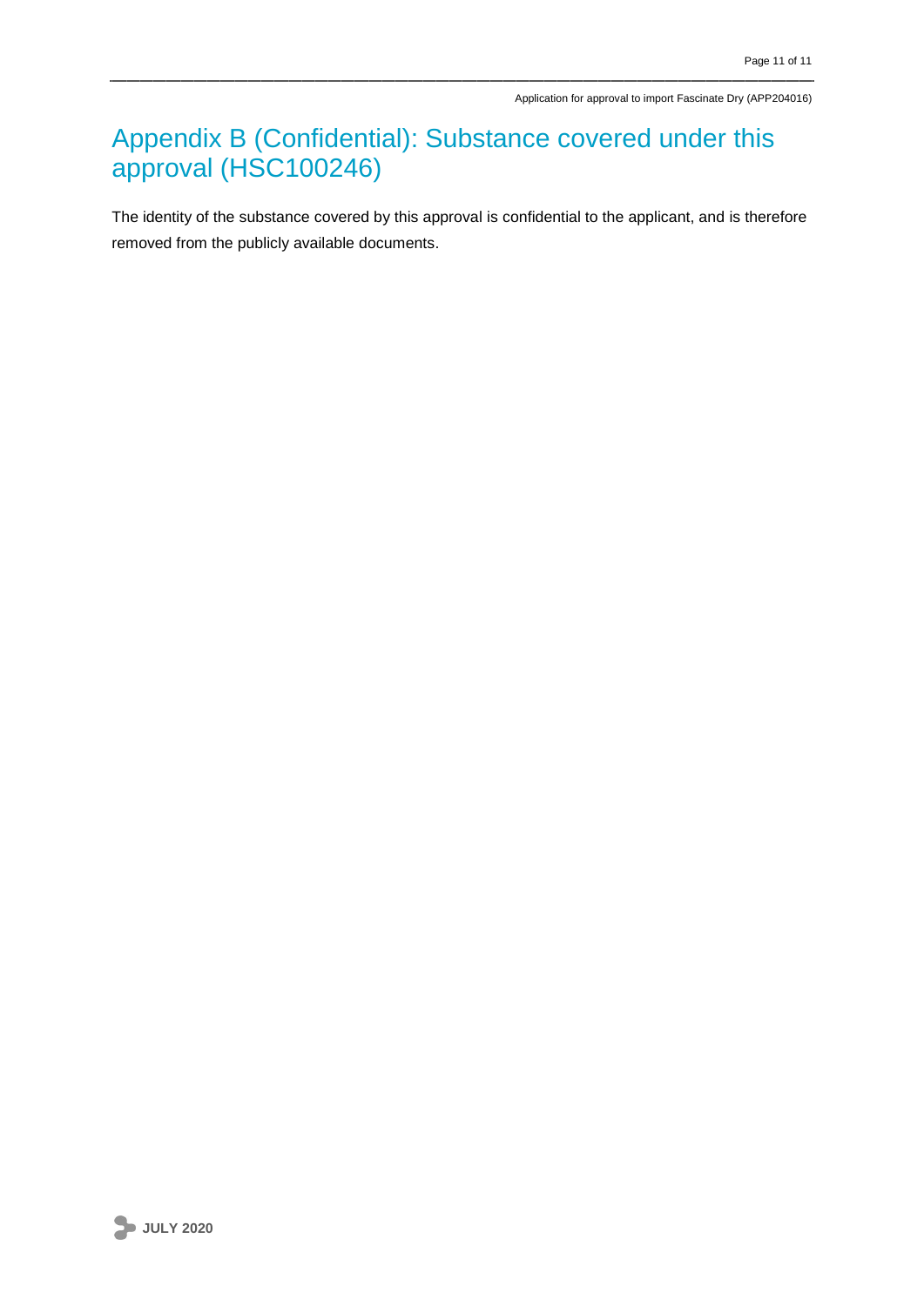# Appendix B (Confidential): Substance covered under this approval (HSC100246)

The identity of the substance covered by this approval is confidential to the applicant, and is therefore removed from the publicly available documents.